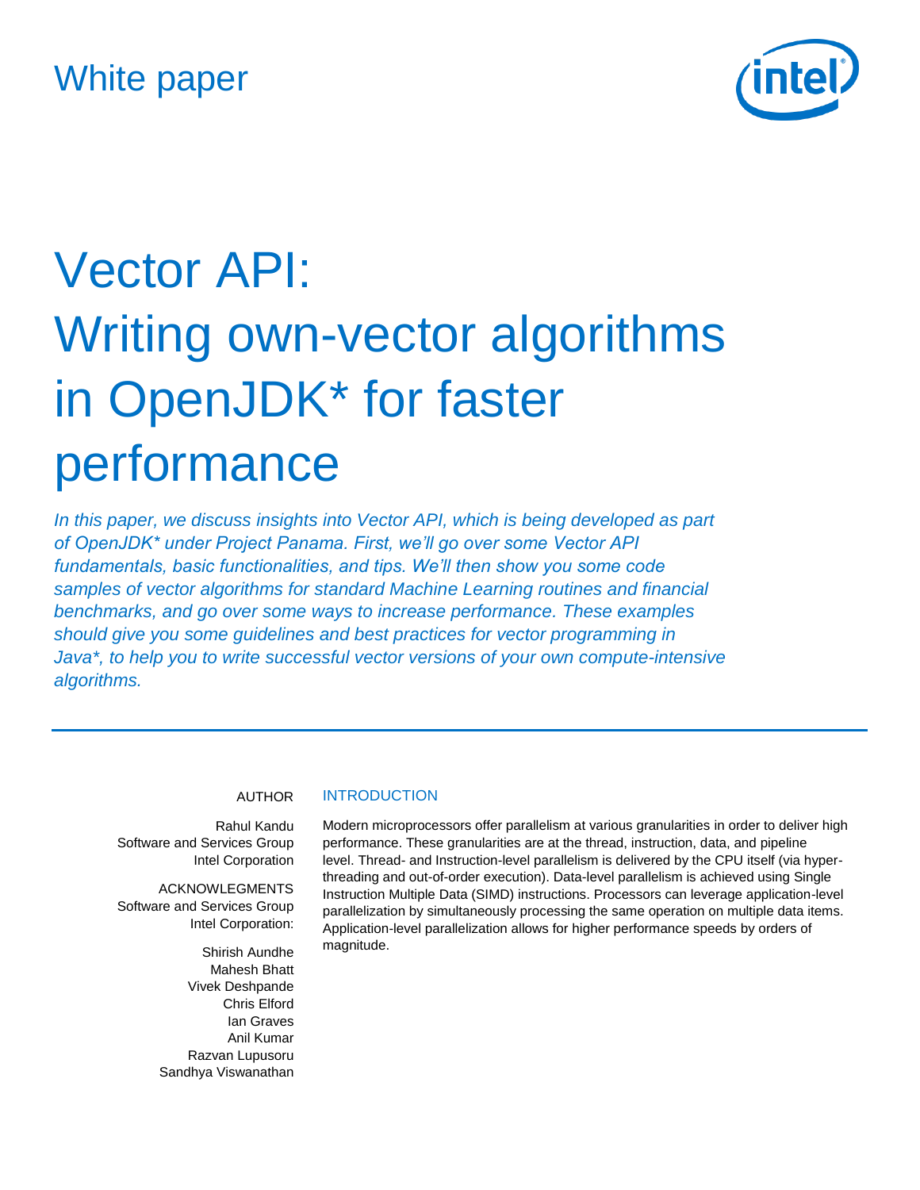White paper

# Vector API: Writing own-vector algorithms in OpenJDK* for faster performance

*In this paper, we discuss insights into Vector API, which is being developed as part of OpenJDK* under Project Panama. First, we'll go over some Vector API fundamentals, basic functionalities, and tips. We'll then show you some code samples of vector algorithms for standard Machine Learning routines and financial benchmarks, and go over some ways to increase performance. These examples should give you some guidelines and best practices for vector programming in Java*, to help you to write successful vector versions of your own compute-intensive algorithms.*

---

AUTHOR

Rahul Kandu
Software and Services Group
Intel Corporation

ACKNOWLEGMENTS
Software and Services Group
Intel Corporation:

Shirish Aundhe
Mahesh Bhatt
Vivek Deshpande
Chris Elford
Ian Graves
Anil Kumar
Razvan Lupusoru
Sandhya Viswanathan

## INTRODUCTION

Modern microprocessors offer parallelism at various granularities in order to deliver high performance. These granularities are at the thread, instruction, data, and pipeline level. Thread- and Instruction-level parallelism is delivered by the CPU itself (via hyper-threading and out-of-order execution). Data-level parallelism is achieved using Single Instruction Multiple Data (SIMD) instructions. Processors can leverage application-level parallelization by simultaneously processing the same operation on multiple data items. Application-level parallelization allows for higher performance speeds by orders of magnitude.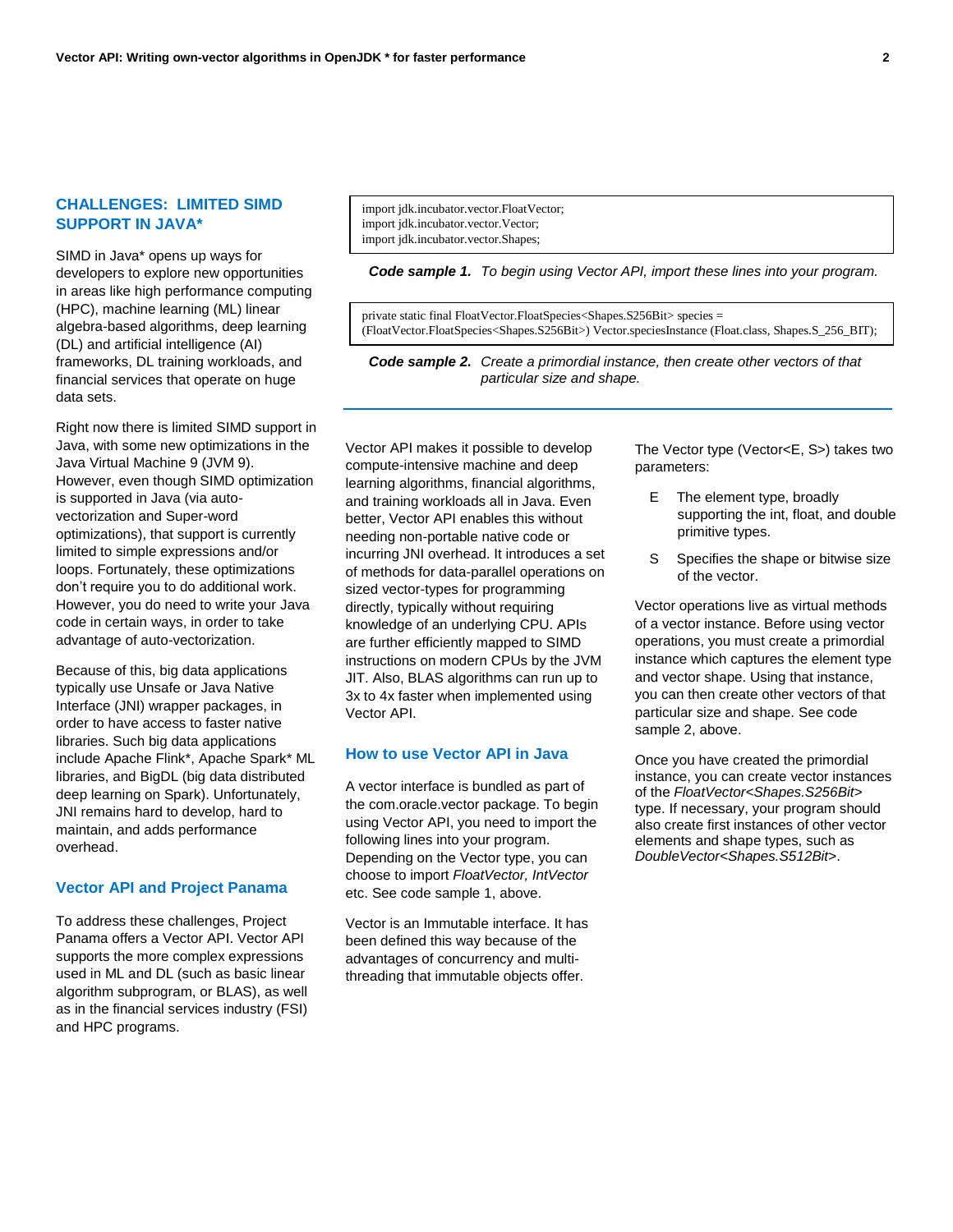## CHALLENGES: LIMITED SIMD SUPPORT IN JAVA*

SIMD in Java* opens up ways for developers to explore new opportunities in areas like high performance computing (HPC), machine learning (ML) linear algebra-based algorithms, deep learning (DL) and artificial intelligence (AI) frameworks, DL training workloads, and financial services that operate on huge data sets.

Right now there is limited SIMD support in Java, with some new optimizations in the Java Virtual Machine 9 (JVM 9). However, even though SIMD optimization is supported in Java (via auto-vectorization and Super-word optimizations), that support is currently limited to simple expressions and/or loops. Fortunately, these optimizations don't require you to do additional work. However, you do need to write your Java code in certain ways, in order to take advantage of auto-vectorization.

Because of this, big data applications typically use Unsafe or Java Native Interface (JNI) wrapper packages, in order to have access to faster native libraries. Such big data applications include Apache Flink*, Apache Spark* ML libraries, and BigDL (big data distributed deep learning on Spark). Unfortunately, JNI remains hard to develop, hard to maintain, and adds performance overhead.

### Vector API and Project Panama

To address these challenges, Project Panama offers a Vector API. Vector API supports the more complex expressions used in ML and DL (such as basic linear algorithm subprogram, or BLAS), as well as in the financial services industry (FSI) and HPC programs.

```
import jdk.incubator.vector.FloatVector;
import jdk.incubator.vector.Vector;
import jdk.incubator.vector.Shapes;
```

***Code sample 1.*** *To begin using Vector API, import these lines into your program.*

```
private static final FloatVector.FloatSpecies<Shapes.S256Bit> species =
(FloatVector.FloatSpecies<Shapes.S256Bit>) Vector.speciesInstance (Float.class, Shapes.S_256_BIT);
```

***Code sample 2.*** *Create a primordial instance, then create other vectors of that particular size and shape.*

Vector API makes it possible to develop compute-intensive machine and deep learning algorithms, financial algorithms, and training workloads all in Java. Even better, Vector API enables this without needing non-portable native code or incurring JNI overhead. It introduces a set of methods for data-parallel operations on sized vector-types for programming directly, typically without requiring knowledge of an underlying CPU. APIs are further efficiently mapped to SIMD instructions on modern CPUs by the JVM JIT. Also, BLAS algorithms can run up to 3x to 4x faster when implemented using Vector API.

### How to use Vector API in Java

A vector interface is bundled as part of the com.oracle.vector package. To begin using Vector API, you need to import the following lines into your program. Depending on the Vector type, you can choose to import *FloatVector, IntVector* etc. See code sample 1, above.

Vector is an Immutable interface. It has been defined this way because of the advantages of concurrency and multi-threading that immutable objects offer.

The Vector type (Vector<E, S>) takes two parameters:

- E  The element type, broadly supporting the int, float, and double primitive types.
- S  Specifies the shape or bitwise size of the vector.

Vector operations live as virtual methods of a vector instance. Before using vector operations, you must create a primordial instance which captures the element type and vector shape. Using that instance, you can then create other vectors of that particular size and shape. See code sample 2, above.

Once you have created the primordial instance, you can create vector instances of the *FloatVector<Shapes.S256Bit>* type. If necessary, your program should also create first instances of other vector elements and shape types, such as *DoubleVector<Shapes.S512Bit>*.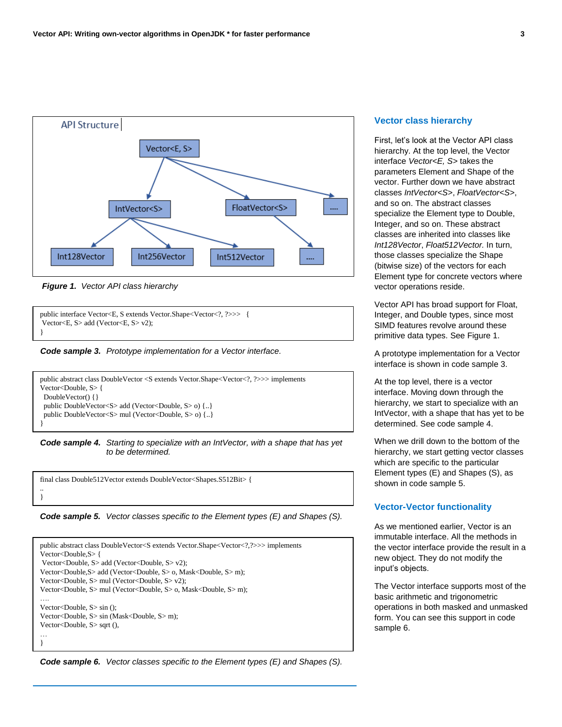## Vector class hierarchy

First, let's look at the Vector API class hierarchy. At the top level, the Vector interface *Vector<E, S>* takes the parameters Element and Shape of the vector. Further down we have abstract classes *IntVector<S>*, *FloatVector<S>*, and so on. The abstract classes specialize the Element type to Double, Integer, and so on. These abstract classes are inherited into classes like *Int128Vector*, *Float512Vector.* In turn, those classes specialize the Shape (bitwise size) of the vectors for each Element type for concrete vectors where vector operations reside.

Vector API has broad support for Float, Integer, and Double types, since most SIMD features revolve around these primitive data types. See Figure 1.

API Structure

Vector<E, S>

IntVector<S> FloatVector<S> ....

Int128Vector Int256Vector Int512Vector ....

***Figure 1.*** *Vector API class hierarchy*

A prototype implementation for a Vector interface is shown in code sample 3.

```
public interface Vector<E, S extends Vector.Shape<Vector<?, ?>>>   {
 Vector<E, S> add (Vector<E, S> v2);
}
```

***Code sample 3.*** *Prototype implementation for a Vector interface.*

At the top level, there is a vector interface. Moving down through the hierarchy, we start to specialize with an IntVector, with a shape that has yet to be determined. See code sample 4.

```
public abstract class DoubleVector <S extends Vector.Shape<Vector<?, ?>>> implements
Vector<Double, S> {
  DoubleVector() {}
  public DoubleVector<S> add (Vector<Double, S> o) {..}
  public DoubleVector<S> mul (Vector<Double, S> o) {..}
}
```

***Code sample 4.*** *Starting to specialize with an IntVector, with a shape that has yet to be determined.*

When we drill down to the bottom of the hierarchy, we start getting vector classes which are specific to the particular Element types (E) and Shapes (S), as shown in code sample 5.

```
final class Double512Vector extends DoubleVector<Shapes.S512Bit> {
..
}
```

***Code sample 5.*** *Vector classes specific to the Element types (E) and Shapes (S).*

## Vector-Vector functionality

As we mentioned earlier, Vector is an immutable interface. All the methods in the vector interface provide the result in a new object. They do not modify the input's objects.

The Vector interface supports most of the basic arithmetic and trigonometric operations in both masked and unmasked form. You can see this support in code sample 6.

```
public abstract class DoubleVector<S extends Vector.Shape<Vector<?,?>>> implements
Vector<Double,S> {
 Vector<Double, S> add (Vector<Double, S> v2);
Vector<Double,S> add (Vector<Double, S> o, Mask<Double, S> m);
Vector<Double, S> mul (Vector<Double, S> v2);
Vector<Double, S> mul (Vector<Double, S> o, Mask<Double, S> m);
….
Vector<Double, S> sin ();
Vector<Double, S> sin (Mask<Double, S> m);
Vector<Double, S> sqrt (),
…
}
```

***Code sample 6.*** *Vector classes specific to the Element types (E) and Shapes (S).*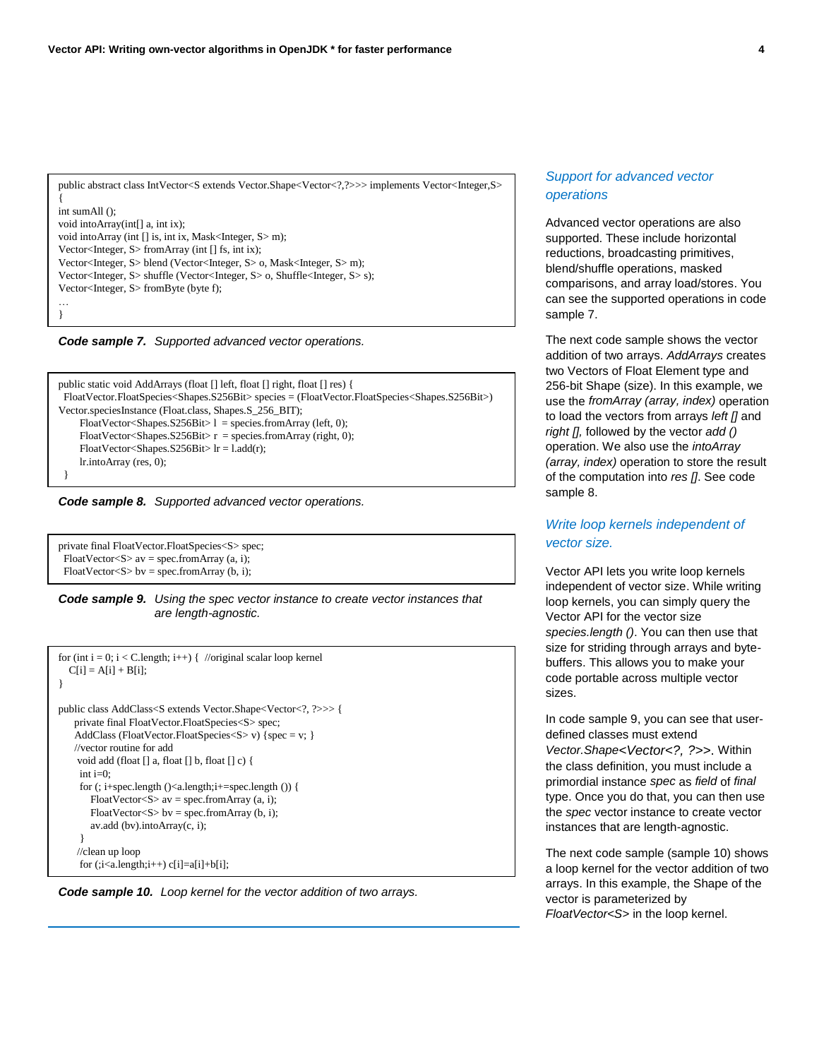```
public abstract class IntVector<S extends Vector.Shape<Vector<?,?>>> implements Vector<Integer,S>
{
int sumAll ();
void intoArray(int[] a, int ix);
void intoArray (int [] is, int ix, Mask<Integer, S> m);
Vector<Integer, S> fromArray (int [] fs, int ix);
Vector<Integer, S> blend (Vector<Integer, S> o, Mask<Integer, S> m);
Vector<Integer, S> shuffle (Vector<Integer, S> o, Shuffle<Integer, S> s);
Vector<Integer, S> fromByte (byte f);
…
}
```

***Code sample 7.*** *Supported advanced vector operations.*

```
public static void AddArrays (float [] left, float [] right, float [] res) {
 FloatVector.FloatSpecies<Shapes.S256Bit> species = (FloatVector.FloatSpecies<Shapes.S256Bit>)
Vector.speciesInstance (Float.class, Shapes.S_256_BIT);
      FloatVector<Shapes.S256Bit> l  = species.fromArray (left, 0);
      FloatVector<Shapes.S256Bit> r  = species.fromArray (right, 0);
      FloatVector<Shapes.S256Bit> lr = l.add(r);
      lr.intoArray (res, 0);
 }
```

***Code sample 8.*** *Supported advanced vector operations.*

```
private final FloatVector.FloatSpecies<S> spec;
 FloatVector<S> av = spec.fromArray (a, i);
 FloatVector<S> bv = spec.fromArray (b, i);
```

***Code sample 9.*** *Using the spec vector instance to create vector instances that are length-agnostic.*

```
for (int i = 0; i < C.length; i++) {  //original scalar loop kernel
   C[i] = A[i] + B[i];
}

public class AddClass<S extends Vector.Shape<Vector<?, ?>>> {
     private final FloatVector.FloatSpecies<S> spec;
     AddClass (FloatVector.FloatSpecies<S> v) {spec = v; }
     //vector routine for add
      void add (float [] a, float [] b, float [] c) {
       int i=0;
       for (; i+spec.length ()<a.length;i+=spec.length ()) {
           FloatVector<S> av = spec.fromArray (a, i);
           FloatVector<S> bv = spec.fromArray (b, i);
           av.add (bv).intoArray(c, i);
       }
      //clean up loop
      for (;i<a.length;i++) c[i]=a[i]+b[i];
```

***Code sample 10.*** *Loop kernel for the vector addition of two arrays.*

## *Support for advanced vector operations*

Advanced vector operations are also supported. These include horizontal reductions, broadcasting primitives, blend/shuffle operations, masked comparisons, and array load/stores. You can see the supported operations in code sample 7.

The next code sample shows the vector addition of two arrays. *AddArrays* creates two Vectors of Float Element type and 256-bit Shape (size). In this example, we use the *fromArray (array, index)* operation to load the vectors from arrays *left []* and *right [],* followed by the vector *add ()* operation. We also use the *intoArray (array, index)* operation to store the result of the computation into *res [].* See code sample 8.

## *Write loop kernels independent of vector size.*

Vector API lets you write loop kernels independent of vector size. While writing loop kernels, you can simply query the Vector API for the vector size *species.length ()*. You can then use that size for striding through arrays and byte-buffers. This allows you to make your code portable across multiple vector sizes.

In code sample 9, you can see that user-defined classes must extend *Vector.Shape<Vector<?, ?>>*. Within the class definition, you must include a primordial instance *spec* as *field* of *final* type. Once you do that, you can then use the *spec* vector instance to create vector instances that are length-agnostic.

The next code sample (sample 10) shows a loop kernel for the vector addition of two arrays. In this example, the Shape of the vector is parameterized by *FloatVector<S>* in the loop kernel.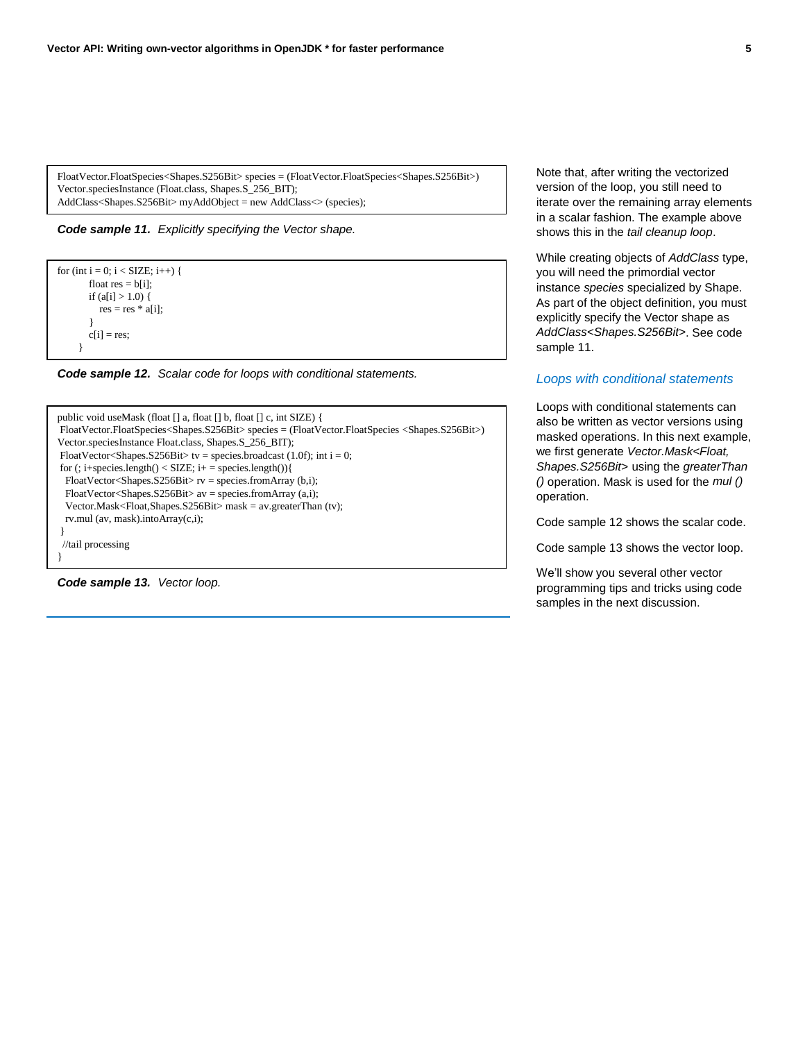```
FloatVector.FloatSpecies<Shapes.S256Bit> species = (FloatVector.FloatSpecies<Shapes.S256Bit>)
Vector.speciesInstance (Float.class, Shapes.S_256_BIT);
AddClass<Shapes.S256Bit> myAddObject = new AddClass<> (species);
```

***Code sample 11.*** *Explicitly specifying the Vector shape.*

```
for (int i = 0; i < SIZE; i++) {
        float res = b[i];
        if (a[i] > 1.0) {
            res = res * a[i];
        }
        c[i] = res;
    }
```

***Code sample 12.*** *Scalar code for loops with conditional statements.*

```
public void useMask (float [] a, float [] b, float [] c, int SIZE) {
 FloatVector.FloatSpecies<Shapes.S256Bit> species = (FloatVector.FloatSpecies <Shapes.S256Bit>)
Vector.speciesInstance Float.class, Shapes.S_256_BIT);
 FloatVector<Shapes.S256Bit> tv = species.broadcast (1.0f); int i = 0;
 for (; i+species.length() < SIZE; i+ = species.length()){
   FloatVector<Shapes.S256Bit> rv = species.fromArray (b,i);
   FloatVector<Shapes.S256Bit> av = species.fromArray (a,i);
   Vector.Mask<Float,Shapes.S256Bit> mask = av.greaterThan (tv);
   rv.mul (av, mask).intoArray(c,i);
 }
  //tail processing
}
```

***Code sample 13.*** *Vector loop.*

Note that, after writing the vectorized version of the loop, you still need to iterate over the remaining array elements in a scalar fashion. The example above shows this in the *tail cleanup loop*.

While creating objects of *AddClass* type, you will need the primordial vector instance *species* specialized by Shape. As part of the object definition, you must explicitly specify the Vector shape as *AddClass<Shapes.S256Bit>*. See code sample 11.

## Loops with conditional statements

Loops with conditional statements can also be written as vector versions using masked operations. In this next example, we first generate *Vector.Mask<Float, Shapes.S256Bit>* using the *greaterThan ()* operation. Mask is used for the *mul ()* operation.

Code sample 12 shows the scalar code.

Code sample 13 shows the vector loop.

We'll show you several other vector programming tips and tricks using code samples in the next discussion.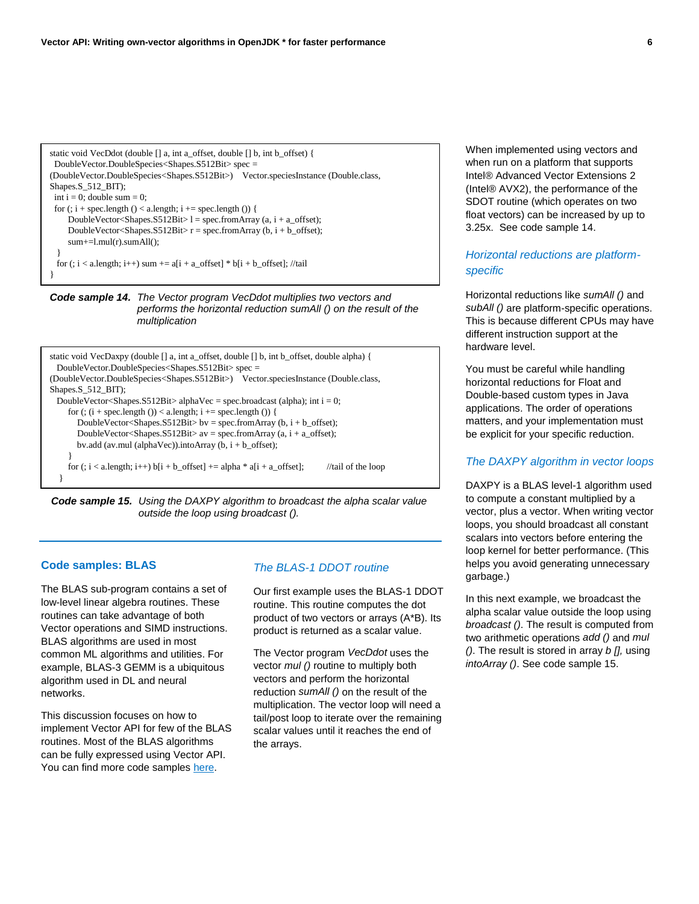```
static void VecDdot (double [] a, int a_offset, double [] b, int b_offset) {
  DoubleVector.DoubleSpecies<Shapes.S512Bit> spec =
(DoubleVector.DoubleSpecies<Shapes.S512Bit>)    Vector.speciesInstance (Double.class,
Shapes.S_512_BIT);
  int i = 0; double sum = 0;
  for (; i + spec.length () < a.length; i += spec.length ()) {
       DoubleVector<Shapes.S512Bit> l = spec.fromArray (a, i + a_offset);
       DoubleVector<Shapes.S512Bit> r = spec.fromArray (b, i + b_offset);
       sum+=l.mul(r).sumAll();
   }
   for (; i < a.length; i++) sum += a[i + a_offset] * b[i + b_offset]; //tail
}
```

***Code sample 14.*** *The Vector program VecDdot multiplies two vectors and performs the horizontal reduction sumAll () on the result of the multiplication*

```
static void VecDaxpy (double [] a, int a_offset, double [] b, int b_offset, double alpha) {
   DoubleVector.DoubleSpecies<Shapes.S512Bit> spec =
(DoubleVector.DoubleSpecies<Shapes.S512Bit>)    Vector.speciesInstance (Double.class,
Shapes.S_512_BIT);
   DoubleVector<Shapes.S512Bit> alphaVec = spec.broadcast (alpha); int i = 0;
       for (; (i + spec.length ()) < a.length; i += spec.length ()) {
           DoubleVector<Shapes.S512Bit> bv = spec.fromArray (b, i + b_offset);
           DoubleVector<Shapes.S512Bit> av = spec.fromArray (a, i + a_offset);
           bv.add (av.mul (alphaVec)).intoArray (b, i + b_offset);
       }
       for (; i < a.length; i++) b[i + b_offset] += alpha * a[i + a_offset];        //tail of the loop
   }
```

***Code sample 15.*** *Using the DAXPY algorithm to broadcast the alpha scalar value outside the loop using broadcast ().*

## Code samples: BLAS

The BLAS sub-program contains a set of low-level linear algebra routines. These routines can take advantage of both Vector operations and SIMD instructions. BLAS algorithms are used in most common ML algorithms and utilities. For example, BLAS-3 GEMM is a ubiquitous algorithm used in DL and neural networks.

This discussion focuses on how to implement Vector API for few of the BLAS routines. Most of the BLAS algorithms can be fully expressed using Vector API. You can find more code samples here.

### *The BLAS-1 DDOT routine*

Our first example uses the BLAS-1 DDOT routine. This routine computes the dot product of two vectors or arrays (A*B). Its product is returned as a scalar value.

The Vector program *VecDdot* uses the vector *mul ()* routine to multiply both vectors and perform the horizontal reduction *sumAll ()* on the result of the multiplication. The vector loop will need a tail/post loop to iterate over the remaining scalar values until it reaches the end of the arrays.

When implemented using vectors and when run on a platform that supports Intel® Advanced Vector Extensions 2 (Intel® AVX2), the performance of the SDOT routine (which operates on two float vectors) can be increased by up to 3.25x. See code sample 14.

### *Horizontal reductions are platform-specific*

Horizontal reductions like *sumAll ()* and *subAll ()* are platform-specific operations. This is because different CPUs may have different instruction support at the hardware level.

You must be careful while handling horizontal reductions for Float and Double-based custom types in Java applications. The order of operations matters, and your implementation must be explicit for your specific reduction.

### *The DAXPY algorithm in vector loops*

DAXPY is a BLAS level-1 algorithm used to compute a constant multiplied by a vector, plus a vector. When writing vector loops, you should broadcast all constant scalars into vectors before entering the loop kernel for better performance. (This helps you avoid generating unnecessary garbage.)

In this next example, we broadcast the alpha scalar value outside the loop using *broadcast ()*. The result is computed from two arithmetic operations *add ()* and *mul ()*. The result is stored in array *b [],* using *intoArray ()*. See code sample 15.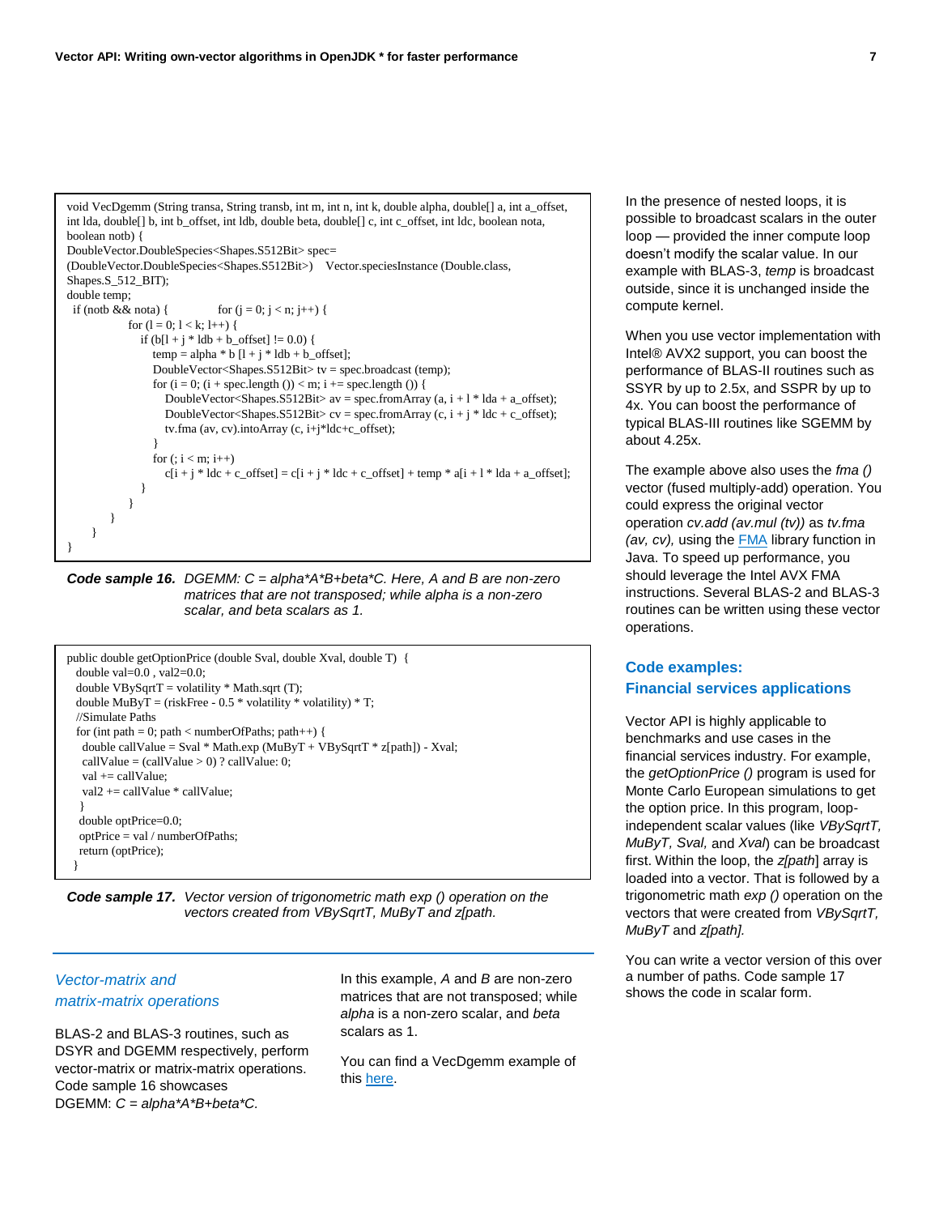```
void VecDgemm (String transa, String transb, int m, int n, int k, double alpha, double[] a, int a_offset,
int lda, double[] b, int b_offset, int ldb, double beta, double[] c, int c_offset, int ldc, boolean nota,
boolean notb) {
DoubleVector.DoubleSpecies<Shapes.S512Bit> spec=
(DoubleVector.DoubleSpecies<Shapes.S512Bit>)    Vector.speciesInstance (Double.class,
Shapes.S_512_BIT);
double temp;
 if (notb && nota) {            for (j = 0; j < n; j++) {
                for (l = 0; l < k; l++) {
                    if (b[l + j * ldb + b_offset] != 0.0) {
                        temp = alpha * b [l + j * ldb + b_offset];
                        DoubleVector<Shapes.S512Bit> tv = spec.broadcast (temp);
                        for (i = 0; (i + spec.length ()) < m; i += spec.length ()) {
                            DoubleVector<Shapes.S512Bit> av = spec.fromArray (a, i + l * lda + a_offset);
                            DoubleVector<Shapes.S512Bit> cv = spec.fromArray (c, i + j * ldc + c_offset);
                            tv.fma (av, cv).intoArray (c, i+j*ldc+c_offset);
                        }
                        for (; i < m; i++)
                            c[i + j * ldc + c_offset] = c[i + j * ldc + c_offset] + temp * a[i + l * lda + a_offset];
                    }
                }
            }
        }
}
```

**Code sample 16.** *DGEMM: C = alpha\*A\*B+beta\*C. Here, A and B are non-zero matrices that are not transposed; while alpha is a non-zero scalar, and beta scalars as 1.*

```
public double getOptionPrice (double Sval, double Xval, double T)  {
  double val=0.0 , val2=0.0;
  double VBySqrtT = volatility * Math.sqrt (T);
  double MuByT = (riskFree - 0.5 * volatility * volatility) * T;
  //Simulate Paths
  for (int path = 0; path < numberOfPaths; path++) {
    double callValue = Sval * Math.exp (MuByT + VBySqrtT * z[path]) - Xval;
    callValue = (callValue > 0) ? callValue: 0;
    val += callValue;
    val2 += callValue * callValue;
  }
   double optPrice=0.0;
   optPrice = val / numberOfPaths;
   return (optPrice);
 }
```

**Code sample 17.** *Vector version of trigonometric math exp () operation on the vectors created from VBySqrtT, MuByT and z[path.*

### *Vector-matrix and matrix-matrix operations*

BLAS-2 and BLAS-3 routines, such as DSYR and DGEMM respectively, perform vector-matrix or matrix-matrix operations. Code sample 16 showcases DGEMM: *C = alpha\*A\*B+beta\*C.*

In this example, *A* and *B* are non-zero matrices that are not transposed; while *alpha* is a non-zero scalar, and *beta* scalars as 1.

You can find a VecDgemm example of this here.

In the presence of nested loops, it is possible to broadcast scalars in the outer loop — provided the inner compute loop doesn't modify the scalar value. In our example with BLAS-3, *temp* is broadcast outside, since it is unchanged inside the compute kernel.

When you use vector implementation with Intel® AVX2 support, you can boost the performance of BLAS-II routines such as SSYR by up to 2.5x, and SSPR by up to 4x. You can boost the performance of typical BLAS-III routines like SGEMM by about 4.25x.

The example above also uses the *fma ()* vector (fused multiply-add) operation. You could express the original vector operation *cv.add (av.mul (tv))* as *tv.fma (av, cv),* using the FMA library function in Java. To speed up performance, you should leverage the Intel AVX FMA instructions. Several BLAS-2 and BLAS-3 routines can be written using these vector operations.

## Code examples: Financial services applications

Vector API is highly applicable to benchmarks and use cases in the financial services industry. For example, the *getOptionPrice ()* program is used for Monte Carlo European simulations to get the option price. In this program, loop-independent scalar values (like *VBySqrtT, MuByT, Sval,* and *Xval*) can be broadcast first. Within the loop, the *z[path*] array is loaded into a vector. That is followed by a trigonometric math *exp ()* operation on the vectors that were created from *VBySqrtT, MuByT* and *z[path].*

You can write a vector version of this over a number of paths. Code sample 17 shows the code in scalar form.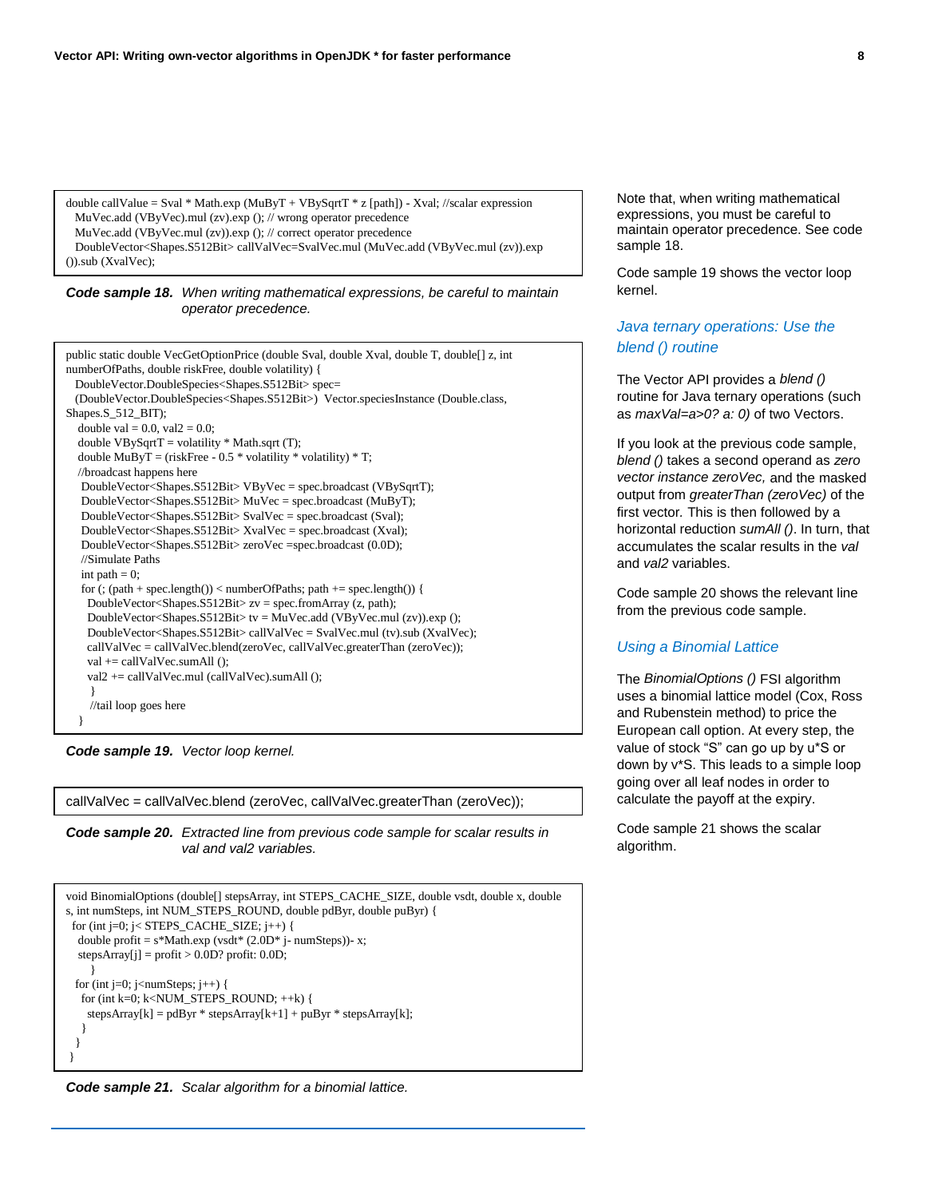```
double callValue = Sval * Math.exp (MuByT + VBySqrtT * z [path]) - Xval; //scalar expression
  MuVec.add (VByVec).mul (zv).exp (); // wrong operator precedence
  MuVec.add (VByVec.mul (zv)).exp (); // correct operator precedence
  DoubleVector<Shapes.S512Bit> callValVec=SvalVec.mul (MuVec.add (VByVec.mul (zv)).exp
()).sub (XvalVec);
```

***Code sample 18.*** *When writing mathematical expressions, be careful to maintain operator precedence.*

```
public static double VecGetOptionPrice (double Sval, double Xval, double T, double[] z, int
numberOfPaths, double riskFree, double volatility) {
  DoubleVector.DoubleSpecies<Shapes.S512Bit> spec=
  (DoubleVector.DoubleSpecies<Shapes.S512Bit>) Vector.speciesInstance (Double.class,
Shapes.S_512_BIT);
   double val = 0.0, val2 = 0.0;
   double VBySqrtT = volatility * Math.sqrt (T);
   double MuByT = (riskFree - 0.5 * volatility * volatility) * T;
   //broadcast happens here
    DoubleVector<Shapes.S512Bit> VByVec = spec.broadcast (VBySqrtT);
    DoubleVector<Shapes.S512Bit> MuVec = spec.broadcast (MuByT);
    DoubleVector<Shapes.S512Bit> SvalVec = spec.broadcast (Sval);
    DoubleVector<Shapes.S512Bit> XvalVec = spec.broadcast (Xval);
    DoubleVector<Shapes.S512Bit> zeroVec =spec.broadcast (0.0D);
    //Simulate Paths
    int path = 0;
    for (; (path + spec.length()) < numberOfPaths; path += spec.length()) {
      DoubleVector<Shapes.S512Bit> zv = spec.fromArray (z, path);
      DoubleVector<Shapes.S512Bit> tv = MuVec.add (VByVec.mul (zv)).exp ();
      DoubleVector<Shapes.S512Bit> callValVec = SvalVec.mul (tv).sub (XvalVec);
     callValVec = callValVec.blend(zeroVec, callValVec.greaterThan (zeroVec));
     val += callValVec.sumAll ();
     val2 += callValVec.mul (callValVec).sumAll ();
      }
     //tail loop goes here
  }
```

***Code sample 19.*** *Vector loop kernel.*

```
callValVec = callValVec.blend (zeroVec, callValVec.greaterThan (zeroVec));
```

***Code sample 20.*** *Extracted line from previous code sample for scalar results in val and val2 variables.*

```
void BinomialOptions (double[] stepsArray, int STEPS_CACHE_SIZE, double vsdt, double x, double
s, int numSteps, int NUM_STEPS_ROUND, double pdByr, double puByr) {
  for (int j=0; j< STEPS_CACHE_SIZE; j++) {
    double profit = s*Math.exp (vsdt* (2.0D* j- numSteps))- x;
    stepsArray[j] = profit > 0.0D? profit: 0.0D;
      }
   for (int j=0; j<numSteps; j++) {
    for (int k=0; k<NUM_STEPS_ROUND; ++k) {
      stepsArray[k] = pdByr * stepsArray[k+1] + puByr * stepsArray[k];
    }
   }
 }
```

***Code sample 21.*** *Scalar algorithm for a binomial lattice.*

Note that, when writing mathematical expressions, you must be careful to maintain operator precedence. See code sample 18.

Code sample 19 shows the vector loop kernel.

## Java ternary operations: Use the blend () routine

The Vector API provides a *blend ()* routine for Java ternary operations (such as *maxVal=a>0? a: 0)* of two Vectors.

If you look at the previous code sample, *blend ()* takes a second operand as *zero vector instance zeroVec,* and the masked output from *greaterThan (zeroVec)* of the first vector. This is then followed by a horizontal reduction *sumAll ()*. In turn, that accumulates the scalar results in the *val* and *val2* variables.

Code sample 20 shows the relevant line from the previous code sample.

## Using a Binomial Lattice

The *BinomialOptions ()* FSI algorithm uses a binomial lattice model (Cox, Ross and Rubenstein method) to price the European call option. At every step, the value of stock "S" can go up by u*S or down by v*S. This leads to a simple loop going over all leaf nodes in order to calculate the payoff at the expiry.

Code sample 21 shows the scalar algorithm.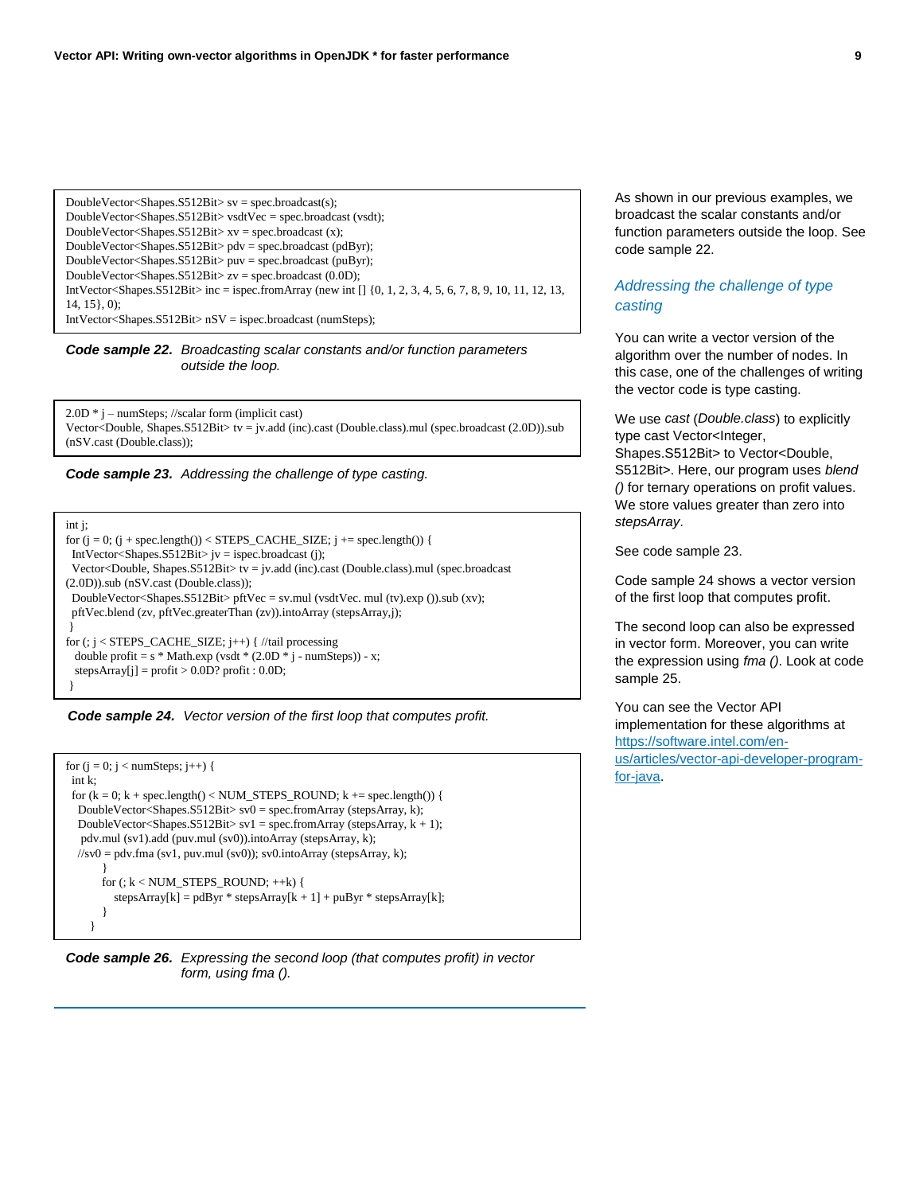```
DoubleVector<Shapes.S512Bit> sv = spec.broadcast(s);
DoubleVector<Shapes.S512Bit> vsdtVec = spec.broadcast (vsdt);
DoubleVector<Shapes.S512Bit> xv = spec.broadcast (x);
DoubleVector<Shapes.S512Bit> pdv = spec.broadcast (pdByr);
DoubleVector<Shapes.S512Bit> puv = spec.broadcast (puByr);
DoubleVector<Shapes.S512Bit> zv = spec.broadcast (0.0D);
IntVector<Shapes.S512Bit> inc = ispec.fromArray (new int [] {0, 1, 2, 3, 4, 5, 6, 7, 8, 9, 10, 11, 12, 13,
14, 15}, 0);
IntVector<Shapes.S512Bit> nSV = ispec.broadcast (numSteps);
```

***Code sample 22.*** *Broadcasting scalar constants and/or function parameters outside the loop.*

```
2.0D * j – numSteps; //scalar form (implicit cast)
Vector<Double, Shapes.S512Bit> tv = jv.add (inc).cast (Double.class).mul (spec.broadcast (2.0D)).sub
(nSV.cast (Double.class));
```

***Code sample 23.*** *Addressing the challenge of type casting.*

```
int j;
for (j = 0; (j + spec.length()) < STEPS_CACHE_SIZE; j += spec.length()) {
  IntVector<Shapes.S512Bit> jv = ispec.broadcast (j);
  Vector<Double, Shapes.S512Bit> tv = jv.add (inc).cast (Double.class).mul (spec.broadcast
(2.0D)).sub (nSV.cast (Double.class));
  DoubleVector<Shapes.S512Bit> pftVec = sv.mul (vsdtVec. mul (tv).exp ()).sub (xv);
  pftVec.blend (zv, pftVec.greaterThan (zv)).intoArray (stepsArray,j);
 }
for (; j < STEPS_CACHE_SIZE; j++) { //tail processing
   double profit = s * Math.exp (vsdt * (2.0D * j - numSteps)) - x;
   stepsArray[j] = profit > 0.0D? profit : 0.0D;
 }
```

***Code sample 24.*** *Vector version of the first loop that computes profit.*

```
for (j = 0; j < numSteps; j++) {
  int k;
  for (k = 0; k + spec.length() < NUM_STEPS_ROUND; k += spec.length()) {
    DoubleVector<Shapes.S512Bit> sv0 = spec.fromArray (stepsArray, k);
    DoubleVector<Shapes.S512Bit> sv1 = spec.fromArray (stepsArray, k + 1);
     pdv.mul (sv1).add (puv.mul (sv0)).intoArray (stepsArray, k);
    //sv0 = pdv.fma (sv1, puv.mul (sv0)); sv0.intoArray (stepsArray, k);
          }
          for (; k < NUM_STEPS_ROUND; ++k) {
              stepsArray[k] = pdByr * stepsArray[k + 1] + puByr * stepsArray[k];
          }
      }
```

***Code sample 26.*** *Expressing the second loop (that computes profit) in vector form, using fma ().*

As shown in our previous examples, we broadcast the scalar constants and/or function parameters outside the loop. See code sample 22.

## *Addressing the challenge of type casting*

You can write a vector version of the algorithm over the number of nodes. In this case, one of the challenges of writing the vector code is type casting.

We use *cast* (*Double.class*) to explicitly type cast Vector<Integer, Shapes.S512Bit> to Vector<Double, S512Bit>. Here, our program uses *blend ()* for ternary operations on profit values. We store values greater than zero into *stepsArray*.

See code sample 23.

Code sample 24 shows a vector version of the first loop that computes profit.

The second loop can also be expressed in vector form. Moreover, you can write the expression using *fma ()*. Look at code sample 25.

You can see the Vector API implementation for these algorithms at [https://software.intel.com/en-us/articles/vector-api-developer-program-for-java](https://software.intel.com/en-us/articles/vector-api-developer-program-for-java).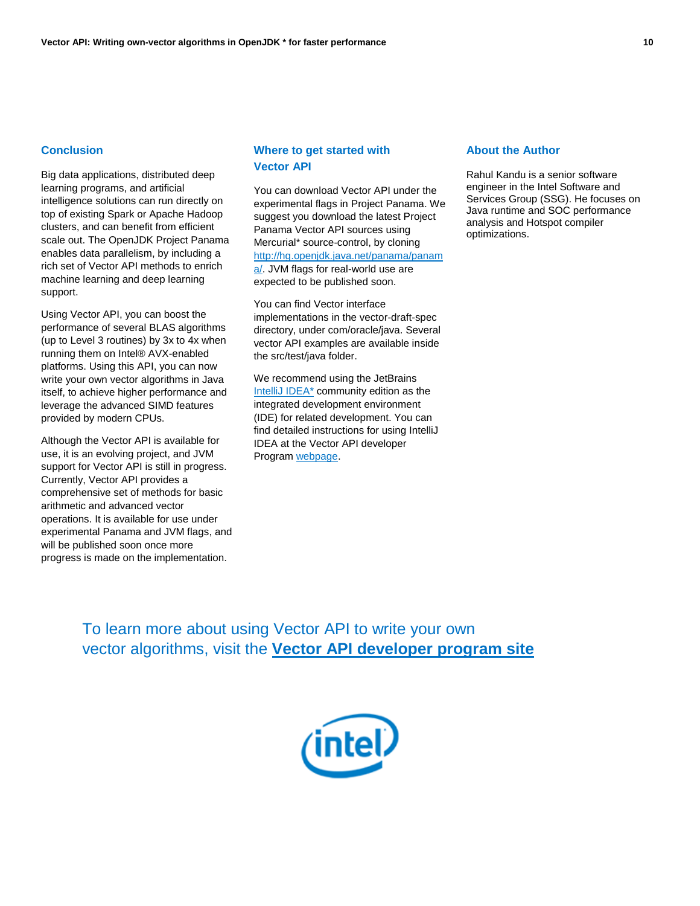## Conclusion

Big data applications, distributed deep learning programs, and artificial intelligence solutions can run directly on top of existing Spark or Apache Hadoop clusters, and can benefit from efficient scale out. The OpenJDK Project Panama enables data parallelism, by including a rich set of Vector API methods to enrich machine learning and deep learning support.

Using Vector API, you can boost the performance of several BLAS algorithms (up to Level 3 routines) by 3x to 4x when running them on Intel® AVX-enabled platforms. Using this API, you can now write your own vector algorithms in Java itself, to achieve higher performance and leverage the advanced SIMD features provided by modern CPUs.

Although the Vector API is available for use, it is an evolving project, and JVM support for Vector API is still in progress. Currently, Vector API provides a comprehensive set of methods for basic arithmetic and advanced vector operations. It is available for use under experimental Panama and JVM flags, and will be published soon once more progress is made on the implementation.

## Where to get started with Vector API

You can download Vector API under the experimental flags in Project Panama. We suggest you download the latest Project Panama Vector API sources using Mercurial* source-control, by cloning [http://hg.openjdk.java.net/panama/panama/](http://hg.openjdk.java.net/panama/panama/). JVM flags for real-world use are expected to be published soon.

You can find Vector interface implementations in the vector-draft-spec directory, under com/oracle/java. Several vector API examples are available inside the src/test/java folder.

We recommend using the JetBrains IntelliJ IDEA* community edition as the integrated development environment (IDE) for related development. You can find detailed instructions for using IntelliJ IDEA at the Vector API developer Program webpage.

## About the Author

Rahul Kandu is a senior software engineer in the Intel Software and Services Group (SSG). He focuses on Java runtime and SOC performance analysis and Hotspot compiler optimizations.

To learn more about using Vector API to write your own vector algorithms, visit the **Vector API developer program site**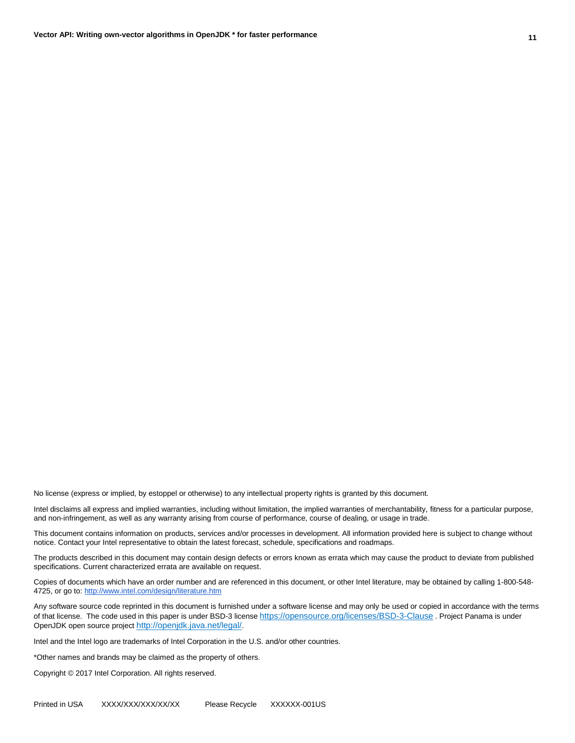No license (express or implied, by estoppel or otherwise) to any intellectual property rights is granted by this document.

Intel disclaims all express and implied warranties, including without limitation, the implied warranties of merchantability, fitness for a particular purpose, and non-infringement, as well as any warranty arising from course of performance, course of dealing, or usage in trade.

This document contains information on products, services and/or processes in development. All information provided here is subject to change without notice. Contact your Intel representative to obtain the latest forecast, schedule, specifications and roadmaps.

The products described in this document may contain design defects or errors known as errata which may cause the product to deviate from published specifications. Current characterized errata are available on request.

Copies of documents which have an order number and are referenced in this document, or other Intel literature, may be obtained by calling 1-800-548-4725, or go to: http://www.intel.com/design/literature.htm

Any software source code reprinted in this document is furnished under a software license and may only be used or copied in accordance with the terms of that license. The code used in this paper is under BSD-3 license https://opensource.org/licenses/BSD-3-Clause . Project Panama is under OpenJDK open source project http://openjdk.java.net/legal/.

Intel and the Intel logo are trademarks of Intel Corporation in the U.S. and/or other countries.

*Other names and brands may be claimed as the property of others.

Copyright © 2017 Intel Corporation. All rights reserved.

Printed in USA XXXX/XXX/XXX/XX/XX Please Recycle XXXXXX-001US